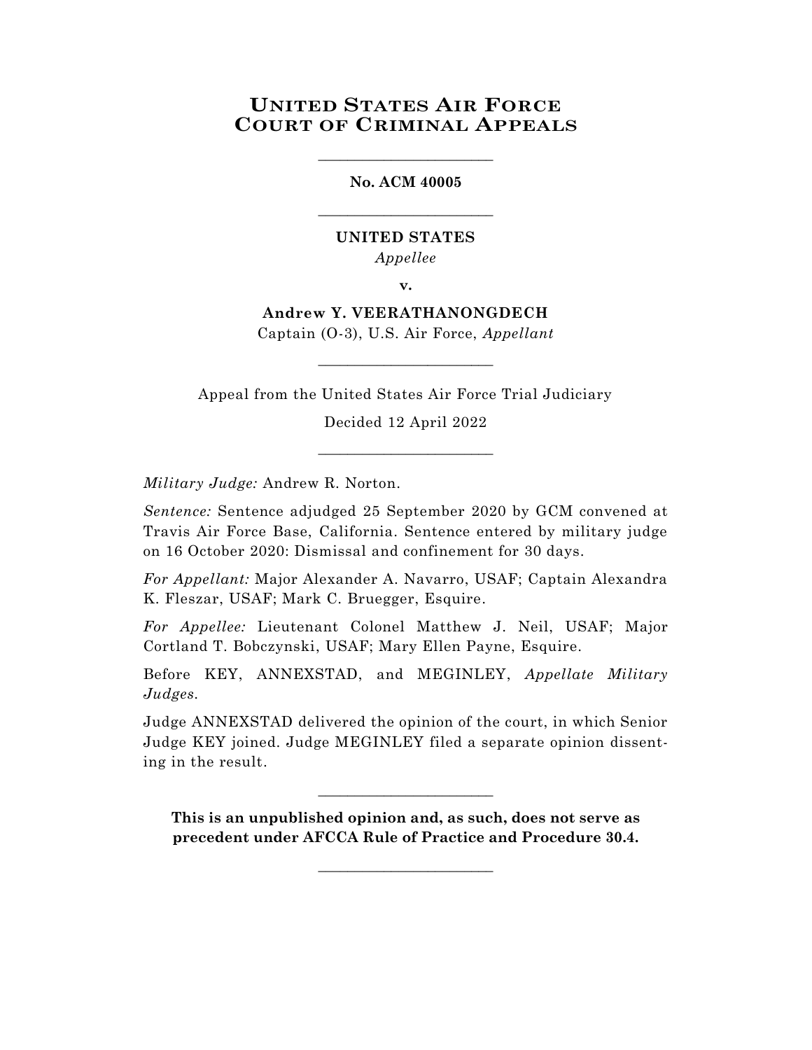# UNITED STATES AIR FORCE COURT OF CRIMINAL APPEALS

---

**No. ACM 40005**

---

**UNITED STATES**
*Appellee*

**v.**

**Andrew Y. VEERATHANONGDECH**
Captain (O-3), U.S. Air Force, *Appellant*

---

Appeal from the United States Air Force Trial Judiciary

Decided 12 April 2022

---

*Military Judge:* Andrew R. Norton.

*Sentence:* Sentence adjudged 25 September 2020 by GCM convened at Travis Air Force Base, California. Sentence entered by military judge on 16 October 2020: Dismissal and confinement for 30 days.

*For Appellant:* Major Alexander A. Navarro, USAF; Captain Alexandra K. Fleszar, USAF; Mark C. Bruegger, Esquire.

*For Appellee:* Lieutenant Colonel Matthew J. Neil, USAF; Major Cortland T. Bobczynski, USAF; Mary Ellen Payne, Esquire.

Before KEY, ANNEXSTAD, and MEGINLEY, *Appellate Military Judges.*

Judge ANNEXSTAD delivered the opinion of the court, in which Senior Judge KEY joined. Judge MEGINLEY filed a separate opinion dissenting in the result.

---

**This is an unpublished opinion and, as such, does not serve as precedent under AFCCA Rule of Practice and Procedure 30.4.**

---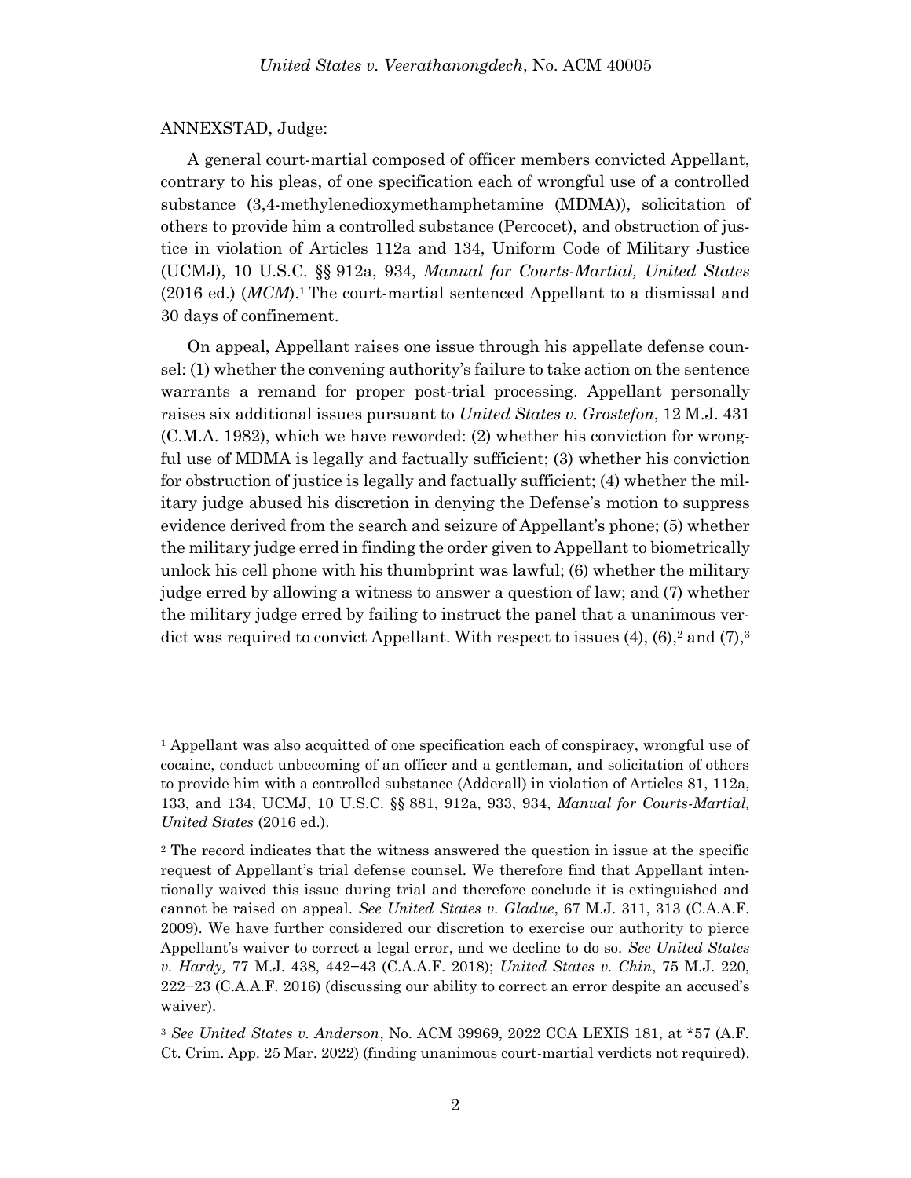ANNEXSTAD, Judge:

A general court-martial composed of officer members convicted Appellant, contrary to his pleas, of one specification each of wrongful use of a controlled substance (3,4-methylenedioxymethamphetamine (MDMA)), solicitation of others to provide him a controlled substance (Percocet), and obstruction of justice in violation of Articles 112a and 134, Uniform Code of Military Justice (UCMJ), 10 U.S.C. §§ 912a, 934, *Manual for Courts-Martial, United States* (2016 ed.) (*MCM*).[1] The court-martial sentenced Appellant to a dismissal and 30 days of confinement.

On appeal, Appellant raises one issue through his appellate defense counsel: (1) whether the convening authority's failure to take action on the sentence warrants a remand for proper post-trial processing. Appellant personally raises six additional issues pursuant to *United States v. Grostefon*, 12 M.J. 431 (C.M.A. 1982), which we have reworded: (2) whether his conviction for wrongful use of MDMA is legally and factually sufficient; (3) whether his conviction for obstruction of justice is legally and factually sufficient; (4) whether the military judge abused his discretion in denying the Defense's motion to suppress evidence derived from the search and seizure of Appellant's phone; (5) whether the military judge erred in finding the order given to Appellant to biometrically unlock his cell phone with his thumbprint was lawful; (6) whether the military judge erred by allowing a witness to answer a question of law; and (7) whether the military judge erred by failing to instruct the panel that a unanimous verdict was required to convict Appellant. With respect to issues (4), (6),[2] and (7),[3]

---

[1] Appellant was also acquitted of one specification each of conspiracy, wrongful use of cocaine, conduct unbecoming of an officer and a gentleman, and solicitation of others to provide him with a controlled substance (Adderall) in violation of Articles 81, 112a, 133, and 134, UCMJ, 10 U.S.C. §§ 881, 912a, 933, 934, *Manual for Courts-Martial, United States* (2016 ed.).

[2] The record indicates that the witness answered the question in issue at the specific request of Appellant's trial defense counsel. We therefore find that Appellant intentionally waived this issue during trial and therefore conclude it is extinguished and cannot be raised on appeal. *See United States v. Gladue*, 67 M.J. 311, 313 (C.A.A.F. 2009). We have further considered our discretion to exercise our authority to pierce Appellant's waiver to correct a legal error, and we decline to do so. *See United States v. Hardy,* 77 M.J. 438, 442–43 (C.A.A.F. 2018); *United States v. Chin*, 75 M.J. 220, 222–23 (C.A.A.F. 2016) (discussing our ability to correct an error despite an accused's waiver).

[3] *See United States v. Anderson*, No. ACM 39969, 2022 CCA LEXIS 181, at *57 (A.F. Ct. Crim. App. 25 Mar. 2022) (finding unanimous court-martial verdicts not required).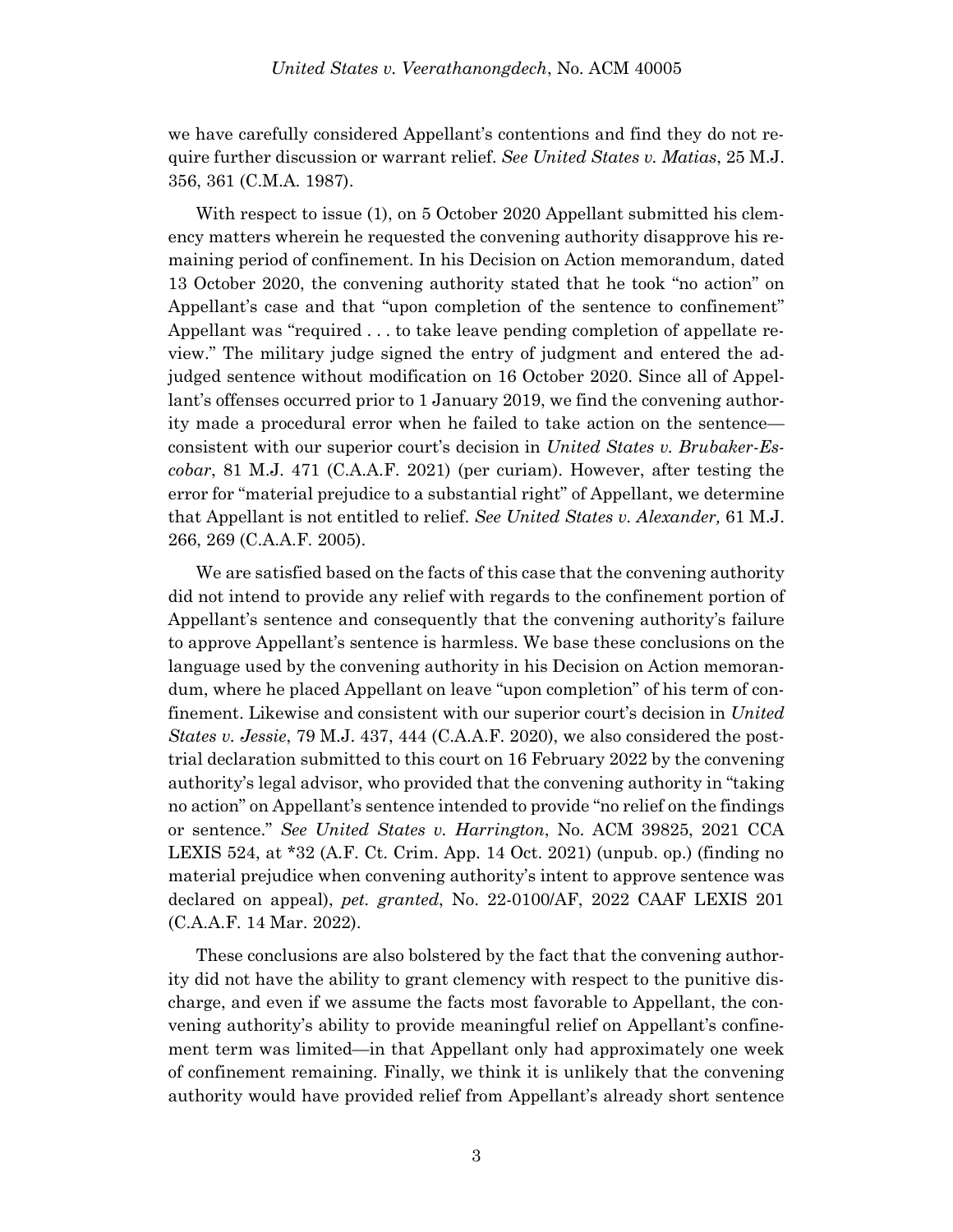we have carefully considered Appellant's contentions and find they do not require further discussion or warrant relief. *See United States v. Matias*, 25 M.J. 356, 361 (C.M.A. 1987).

With respect to issue (1), on 5 October 2020 Appellant submitted his clemency matters wherein he requested the convening authority disapprove his remaining period of confinement. In his Decision on Action memorandum, dated 13 October 2020, the convening authority stated that he took "no action" on Appellant's case and that "upon completion of the sentence to confinement" Appellant was "required . . . to take leave pending completion of appellate review." The military judge signed the entry of judgment and entered the adjudged sentence without modification on 16 October 2020. Since all of Appellant's offenses occurred prior to 1 January 2019, we find the convening authority made a procedural error when he failed to take action on the sentence—consistent with our superior court's decision in *United States v. Brubaker-Escobar*, 81 M.J. 471 (C.A.A.F. 2021) (per curiam). However, after testing the error for "material prejudice to a substantial right" of Appellant, we determine that Appellant is not entitled to relief. *See United States v. Alexander,* 61 M.J. 266, 269 (C.A.A.F. 2005).

We are satisfied based on the facts of this case that the convening authority did not intend to provide any relief with regards to the confinement portion of Appellant's sentence and consequently that the convening authority's failure to approve Appellant's sentence is harmless. We base these conclusions on the language used by the convening authority in his Decision on Action memorandum, where he placed Appellant on leave "upon completion" of his term of confinement. Likewise and consistent with our superior court's decision in *United States v. Jessie*, 79 M.J. 437, 444 (C.A.A.F. 2020), we also considered the post-trial declaration submitted to this court on 16 February 2022 by the convening authority's legal advisor, who provided that the convening authority in "taking no action" on Appellant's sentence intended to provide "no relief on the findings or sentence." *See United States v. Harrington*, No. ACM 39825, 2021 CCA LEXIS 524, at *32 (A.F. Ct. Crim. App. 14 Oct. 2021) (unpub. op.) (finding no material prejudice when convening authority's intent to approve sentence was declared on appeal), *pet. granted*, No. 22-0100/AF, 2022 CAAF LEXIS 201 (C.A.A.F. 14 Mar. 2022).

These conclusions are also bolstered by the fact that the convening authority did not have the ability to grant clemency with respect to the punitive discharge, and even if we assume the facts most favorable to Appellant, the convening authority's ability to provide meaningful relief on Appellant's confinement term was limited—in that Appellant only had approximately one week of confinement remaining. Finally, we think it is unlikely that the convening authority would have provided relief from Appellant's already short sentence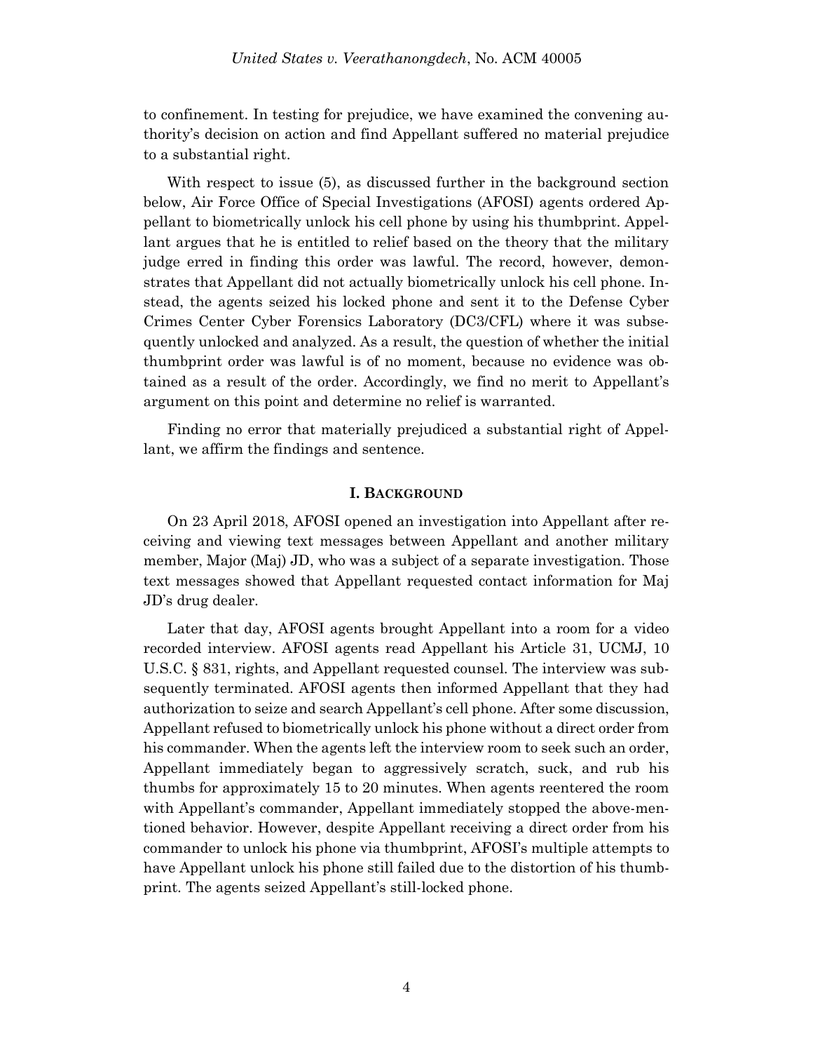to confinement. In testing for prejudice, we have examined the convening authority's decision on action and find Appellant suffered no material prejudice to a substantial right.

With respect to issue (5), as discussed further in the background section below, Air Force Office of Special Investigations (AFOSI) agents ordered Appellant to biometrically unlock his cell phone by using his thumbprint. Appellant argues that he is entitled to relief based on the theory that the military judge erred in finding this order was lawful. The record, however, demonstrates that Appellant did not actually biometrically unlock his cell phone. Instead, the agents seized his locked phone and sent it to the Defense Cyber Crimes Center Cyber Forensics Laboratory (DC3/CFL) where it was subsequently unlocked and analyzed. As a result, the question of whether the initial thumbprint order was lawful is of no moment, because no evidence was obtained as a result of the order. Accordingly, we find no merit to Appellant's argument on this point and determine no relief is warranted.

Finding no error that materially prejudiced a substantial right of Appellant, we affirm the findings and sentence.

## I. BACKGROUND

On 23 April 2018, AFOSI opened an investigation into Appellant after receiving and viewing text messages between Appellant and another military member, Major (Maj) JD, who was a subject of a separate investigation. Those text messages showed that Appellant requested contact information for Maj JD's drug dealer.

Later that day, AFOSI agents brought Appellant into a room for a video recorded interview. AFOSI agents read Appellant his Article 31, UCMJ, 10 U.S.C. § 831, rights, and Appellant requested counsel. The interview was subsequently terminated. AFOSI agents then informed Appellant that they had authorization to seize and search Appellant's cell phone. After some discussion, Appellant refused to biometrically unlock his phone without a direct order from his commander. When the agents left the interview room to seek such an order, Appellant immediately began to aggressively scratch, suck, and rub his thumbs for approximately 15 to 20 minutes. When agents reentered the room with Appellant's commander, Appellant immediately stopped the above-mentioned behavior. However, despite Appellant receiving a direct order from his commander to unlock his phone via thumbprint, AFOSI's multiple attempts to have Appellant unlock his phone still failed due to the distortion of his thumbprint. The agents seized Appellant's still-locked phone.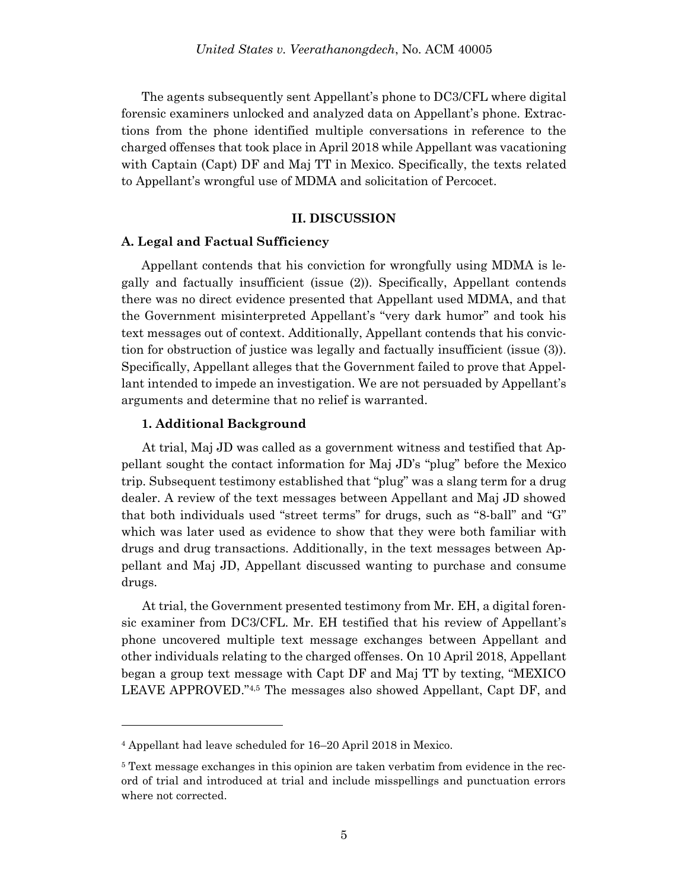The agents subsequently sent Appellant's phone to DC3/CFL where digital forensic examiners unlocked and analyzed data on Appellant's phone. Extractions from the phone identified multiple conversations in reference to the charged offenses that took place in April 2018 while Appellant was vacationing with Captain (Capt) DF and Maj TT in Mexico. Specifically, the texts related to Appellant's wrongful use of MDMA and solicitation of Percocet.

## II. DISCUSSION

### A. Legal and Factual Sufficiency

Appellant contends that his conviction for wrongfully using MDMA is legally and factually insufficient (issue (2)). Specifically, Appellant contends there was no direct evidence presented that Appellant used MDMA, and that the Government misinterpreted Appellant's "very dark humor" and took his text messages out of context. Additionally, Appellant contends that his conviction for obstruction of justice was legally and factually insufficient (issue (3)). Specifically, Appellant alleges that the Government failed to prove that Appellant intended to impede an investigation. We are not persuaded by Appellant's arguments and determine that no relief is warranted.

#### 1. Additional Background

At trial, Maj JD was called as a government witness and testified that Appellant sought the contact information for Maj JD's "plug" before the Mexico trip. Subsequent testimony established that "plug" was a slang term for a drug dealer. A review of the text messages between Appellant and Maj JD showed that both individuals used "street terms" for drugs, such as "8-ball" and "G" which was later used as evidence to show that they were both familiar with drugs and drug transactions. Additionally, in the text messages between Appellant and Maj JD, Appellant discussed wanting to purchase and consume drugs.

At trial, the Government presented testimony from Mr. EH, a digital forensic examiner from DC3/CFL. Mr. EH testified that his review of Appellant's phone uncovered multiple text message exchanges between Appellant and other individuals relating to the charged offenses. On 10 April 2018, Appellant began a group text message with Capt DF and Maj TT by texting, "MEXICO LEAVE APPROVED."[4,5] The messages also showed Appellant, Capt DF, and

---

[4] Appellant had leave scheduled for 16–20 April 2018 in Mexico.

[5] Text message exchanges in this opinion are taken verbatim from evidence in the record of trial and introduced at trial and include misspellings and punctuation errors where not corrected.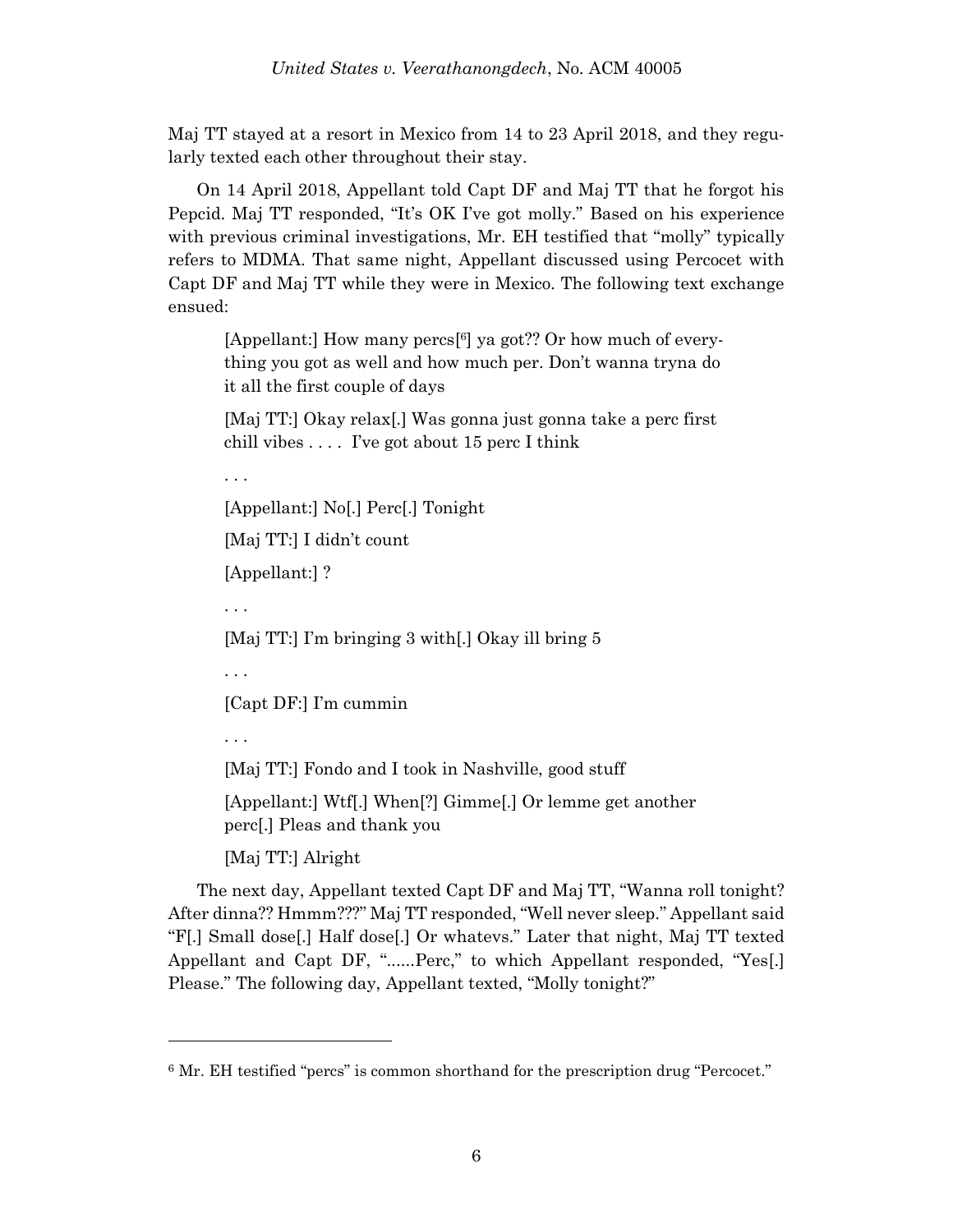Maj TT stayed at a resort in Mexico from 14 to 23 April 2018, and they regularly texted each other throughout their stay.

On 14 April 2018, Appellant told Capt DF and Maj TT that he forgot his Pepcid. Maj TT responded, "It's OK I've got molly." Based on his experience with previous criminal investigations, Mr. EH testified that "molly" typically refers to MDMA. That same night, Appellant discussed using Percocet with Capt DF and Maj TT while they were in Mexico. The following text exchange ensued:

> [Appellant:] How many percs[6] ya got?? Or how much of everything you got as well and how much per. Don't wanna tryna do it all the first couple of days
>
> [Maj TT:] Okay relax[.] Was gonna just gonna take a perc first chill vibes . . . . I've got about 15 perc I think
>
> . . .
>
> [Appellant:] No[.] Perc[.] Tonight
>
> [Maj TT:] I didn't count
>
> [Appellant:] ?
>
> . . .
>
> [Maj TT:] I'm bringing 3 with[.] Okay ill bring 5
>
> . . .
>
> [Capt DF:] I'm cummin
>
> . . .
>
> [Maj TT:] Fondo and I took in Nashville, good stuff
>
> [Appellant:] Wtf[.] When[?] Gimme[.] Or lemme get another perc[.] Pleas and thank you
>
> [Maj TT:] Alright

The next day, Appellant texted Capt DF and Maj TT, "Wanna roll tonight? After dinna?? Hmmm???" Maj TT responded, "Well never sleep." Appellant said "F[.] Small dose[.] Half dose[.] Or whatevs." Later that night, Maj TT texted Appellant and Capt DF, "......Perc," to which Appellant responded, "Yes[.] Please." The following day, Appellant texted, "Molly tonight?"

---

[6] Mr. EH testified "percs" is common shorthand for the prescription drug "Percocet."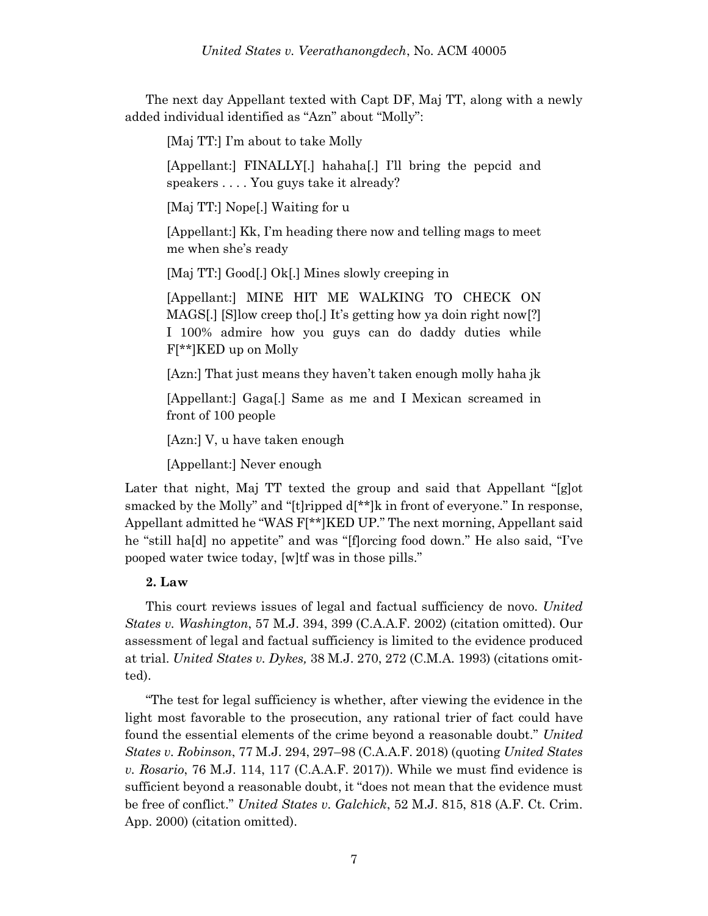The next day Appellant texted with Capt DF, Maj TT, along with a newly added individual identified as "Azn" about "Molly":

> [Maj TT:] I'm about to take Molly
>
> [Appellant:] FINALLY[.] hahaha[.] I'll bring the pepcid and speakers . . . . You guys take it already?
>
> [Maj TT:] Nope[.] Waiting for u
>
> [Appellant:] Kk, I'm heading there now and telling mags to meet me when she's ready
>
> [Maj TT:] Good[.] Ok[.] Mines slowly creeping in
>
> [Appellant:] MINE HIT ME WALKING TO CHECK ON MAGS[.] [S]low creep tho[.] It's getting how ya doin right now[?] I 100% admire how you guys can do daddy duties while F[**]KED up on Molly
>
> [Azn:] That just means they haven't taken enough molly haha jk
>
> [Appellant:] Gaga[.] Same as me and I Mexican screamed in front of 100 people
>
> [Azn:] V, u have taken enough
>
> [Appellant:] Never enough

Later that night, Maj TT texted the group and said that Appellant "[g]ot smacked by the Molly" and "[t]ripped d[**]k in front of everyone." In response, Appellant admitted he "WAS F[**]KED UP." The next morning, Appellant said he "still ha[d] no appetite" and was "[f]orcing food down." He also said, "I've pooped water twice today, [w]tf was in those pills."

**2. Law**

This court reviews issues of legal and factual sufficiency de novo. *United States v. Washington*, 57 M.J. 394, 399 (C.A.A.F. 2002) (citation omitted). Our assessment of legal and factual sufficiency is limited to the evidence produced at trial. *United States v. Dykes,* 38 M.J. 270, 272 (C.M.A. 1993) (citations omitted).

"The test for legal sufficiency is whether, after viewing the evidence in the light most favorable to the prosecution, any rational trier of fact could have found the essential elements of the crime beyond a reasonable doubt." *United States v. Robinson*, 77 M.J. 294, 297–98 (C.A.A.F. 2018) (quoting *United States v. Rosario*, 76 M.J. 114, 117 (C.A.A.F. 2017)). While we must find evidence is sufficient beyond a reasonable doubt, it "does not mean that the evidence must be free of conflict." *United States v. Galchick*, 52 M.J. 815, 818 (A.F. Ct. Crim. App. 2000) (citation omitted).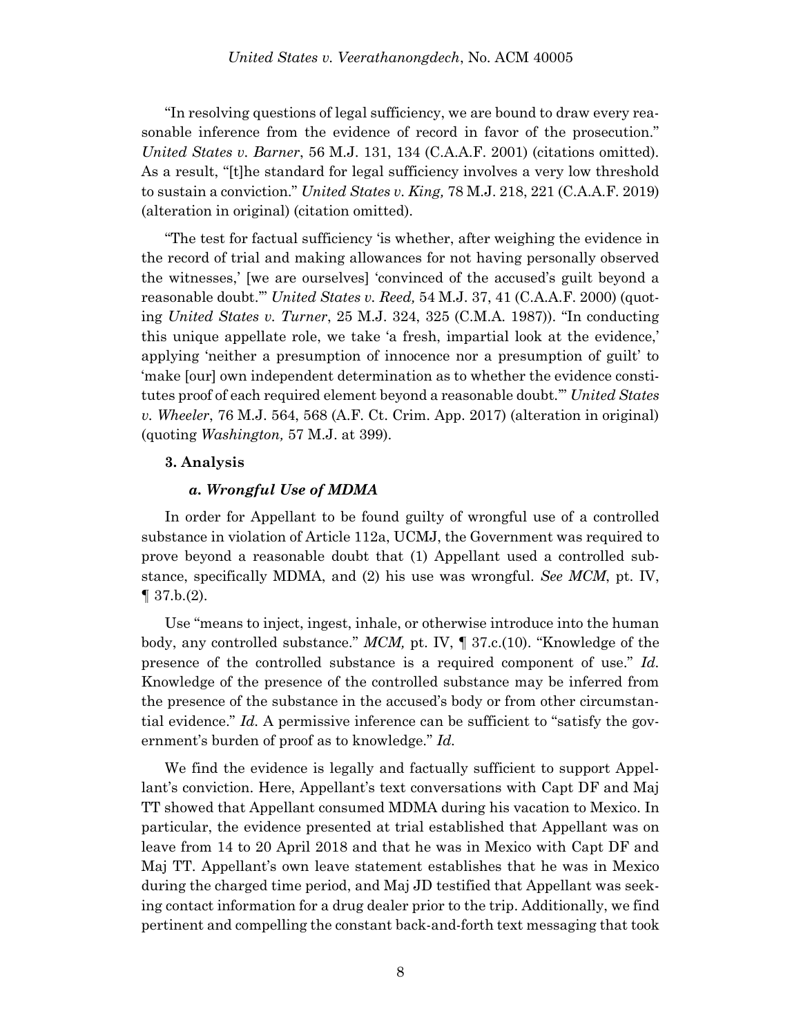"In resolving questions of legal sufficiency, we are bound to draw every reasonable inference from the evidence of record in favor of the prosecution." *United States v. Barner*, 56 M.J. 131, 134 (C.A.A.F. 2001) (citations omitted). As a result, "[t]he standard for legal sufficiency involves a very low threshold to sustain a conviction." *United States v. King,* 78 M.J. 218, 221 (C.A.A.F. 2019) (alteration in original) (citation omitted).

"The test for factual sufficiency 'is whether, after weighing the evidence in the record of trial and making allowances for not having personally observed the witnesses,' [we are ourselves] 'convinced of the accused's guilt beyond a reasonable doubt.'" *United States v. Reed,* 54 M.J. 37, 41 (C.A.A.F. 2000) (quoting *United States v. Turner*, 25 M.J. 324, 325 (C.M.A. 1987)). "In conducting this unique appellate role, we take 'a fresh, impartial look at the evidence,' applying 'neither a presumption of innocence nor a presumption of guilt' to 'make [our] own independent determination as to whether the evidence constitutes proof of each required element beyond a reasonable doubt.'" *United States v. Wheeler*, 76 M.J. 564, 568 (A.F. Ct. Crim. App. 2017) (alteration in original) (quoting *Washington,* 57 M.J. at 399).

**3. Analysis**

***a. Wrongful Use of MDMA***

In order for Appellant to be found guilty of wrongful use of a controlled substance in violation of Article 112a, UCMJ, the Government was required to prove beyond a reasonable doubt that (1) Appellant used a controlled substance, specifically MDMA, and (2) his use was wrongful. *See MCM*, pt. IV, ¶ 37.b.(2).

Use "means to inject, ingest, inhale, or otherwise introduce into the human body, any controlled substance." *MCM,* pt. IV, ¶ 37.c.(10). "Knowledge of the presence of the controlled substance is a required component of use." *Id.* Knowledge of the presence of the controlled substance may be inferred from the presence of the substance in the accused's body or from other circumstantial evidence." *Id.* A permissive inference can be sufficient to "satisfy the government's burden of proof as to knowledge." *Id.*

We find the evidence is legally and factually sufficient to support Appellant's conviction. Here, Appellant's text conversations with Capt DF and Maj TT showed that Appellant consumed MDMA during his vacation to Mexico. In particular, the evidence presented at trial established that Appellant was on leave from 14 to 20 April 2018 and that he was in Mexico with Capt DF and Maj TT. Appellant's own leave statement establishes that he was in Mexico during the charged time period, and Maj JD testified that Appellant was seeking contact information for a drug dealer prior to the trip. Additionally, we find pertinent and compelling the constant back-and-forth text messaging that took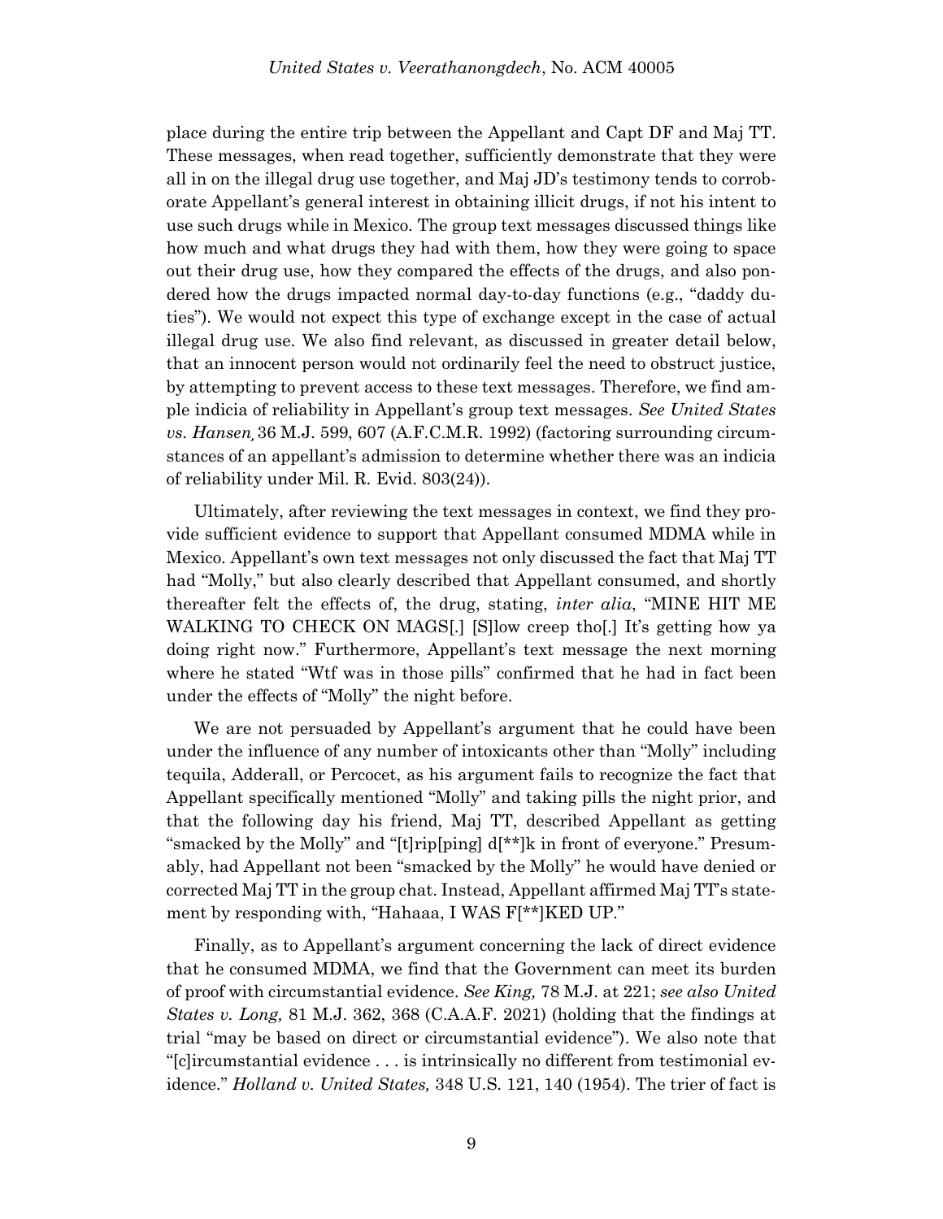place during the entire trip between the Appellant and Capt DF and Maj TT. These messages, when read together, sufficiently demonstrate that they were all in on the illegal drug use together, and Maj JD's testimony tends to corroborate Appellant's general interest in obtaining illicit drugs, if not his intent to use such drugs while in Mexico. The group text messages discussed things like how much and what drugs they had with them, how they were going to space out their drug use, how they compared the effects of the drugs, and also pondered how the drugs impacted normal day-to-day functions (e.g., "daddy duties"). We would not expect this type of exchange except in the case of actual illegal drug use. We also find relevant, as discussed in greater detail below, that an innocent person would not ordinarily feel the need to obstruct justice, by attempting to prevent access to these text messages. Therefore, we find ample indicia of reliability in Appellant's group text messages. *See United States vs. Hansen,* 36 M.J. 599, 607 (A.F.C.M.R. 1992) (factoring surrounding circumstances of an appellant's admission to determine whether there was an indicia of reliability under Mil. R. Evid. 803(24)).

Ultimately, after reviewing the text messages in context, we find they provide sufficient evidence to support that Appellant consumed MDMA while in Mexico. Appellant's own text messages not only discussed the fact that Maj TT had "Molly," but also clearly described that Appellant consumed, and shortly thereafter felt the effects of, the drug, stating, *inter alia*, "MINE HIT ME WALKING TO CHECK ON MAGS[.] [S]low creep tho[.] It's getting how ya doing right now." Furthermore, Appellant's text message the next morning where he stated "Wtf was in those pills" confirmed that he had in fact been under the effects of "Molly" the night before.

We are not persuaded by Appellant's argument that he could have been under the influence of any number of intoxicants other than "Molly" including tequila, Adderall, or Percocet, as his argument fails to recognize the fact that Appellant specifically mentioned "Molly" and taking pills the night prior, and that the following day his friend, Maj TT, described Appellant as getting "smacked by the Molly" and "[t]rip[ping] d[**]k in front of everyone." Presumably, had Appellant not been "smacked by the Molly" he would have denied or corrected Maj TT in the group chat. Instead, Appellant affirmed Maj TT's statement by responding with, "Hahaaa, I WAS F[**]KED UP."

Finally, as to Appellant's argument concerning the lack of direct evidence that he consumed MDMA, we find that the Government can meet its burden of proof with circumstantial evidence. *See King,* 78 M.J. at 221; *see also United States v. Long,* 81 M.J. 362, 368 (C.A.A.F. 2021) (holding that the findings at trial "may be based on direct or circumstantial evidence"). We also note that "[c]ircumstantial evidence . . . is intrinsically no different from testimonial evidence." *Holland v. United States,* 348 U.S. 121, 140 (1954). The trier of fact is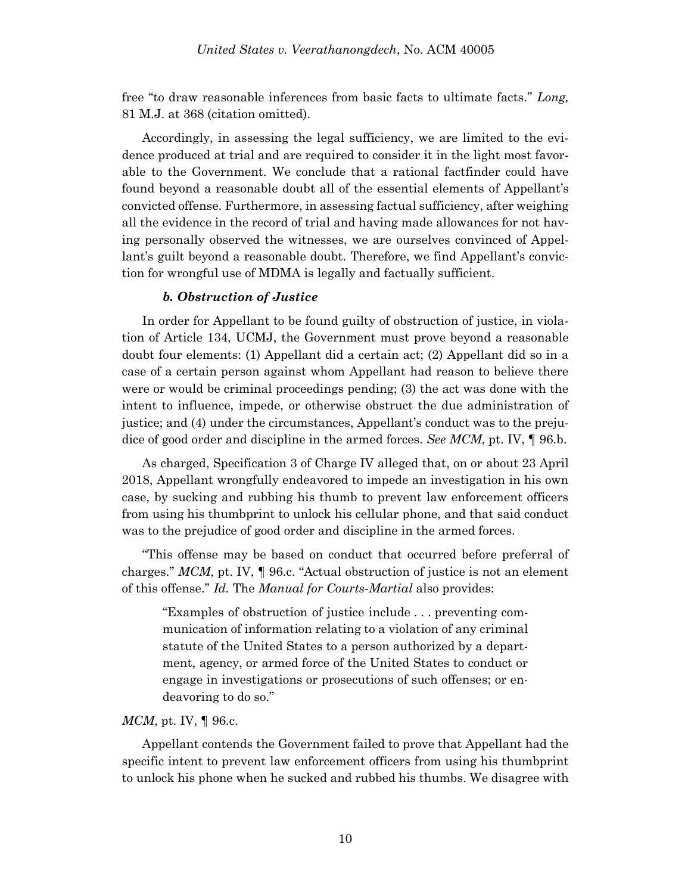free "to draw reasonable inferences from basic facts to ultimate facts." *Long,* 81 M.J. at 368 (citation omitted).

Accordingly, in assessing the legal sufficiency, we are limited to the evidence produced at trial and are required to consider it in the light most favorable to the Government. We conclude that a rational factfinder could have found beyond a reasonable doubt all of the essential elements of Appellant's convicted offense. Furthermore, in assessing factual sufficiency, after weighing all the evidence in the record of trial and having made allowances for not having personally observed the witnesses, we are ourselves convinced of Appellant's guilt beyond a reasonable doubt. Therefore, we find Appellant's conviction for wrongful use of MDMA is legally and factually sufficient.

#### *b. Obstruction of Justice*

In order for Appellant to be found guilty of obstruction of justice, in violation of Article 134, UCMJ, the Government must prove beyond a reasonable doubt four elements: (1) Appellant did a certain act; (2) Appellant did so in a case of a certain person against whom Appellant had reason to believe there were or would be criminal proceedings pending; (3) the act was done with the intent to influence, impede, or otherwise obstruct the due administration of justice; and (4) under the circumstances, Appellant's conduct was to the prejudice of good order and discipline in the armed forces. *See MCM*, pt. IV, ¶ 96.b.

As charged, Specification 3 of Charge IV alleged that, on or about 23 April 2018, Appellant wrongfully endeavored to impede an investigation in his own case, by sucking and rubbing his thumb to prevent law enforcement officers from using his thumbprint to unlock his cellular phone, and that said conduct was to the prejudice of good order and discipline in the armed forces.

"This offense may be based on conduct that occurred before preferral of charges." *MCM*, pt. IV, ¶ 96.c. "Actual obstruction of justice is not an element of this offense." *Id.* The *Manual for Courts-Martial* also provides:

> "Examples of obstruction of justice include . . . preventing communication of information relating to a violation of any criminal statute of the United States to a person authorized by a department, agency, or armed force of the United States to conduct or engage in investigations or prosecutions of such offenses; or endeavoring to do so."

*MCM*, pt. IV, ¶ 96.c.

Appellant contends the Government failed to prove that Appellant had the specific intent to prevent law enforcement officers from using his thumbprint to unlock his phone when he sucked and rubbed his thumbs. We disagree with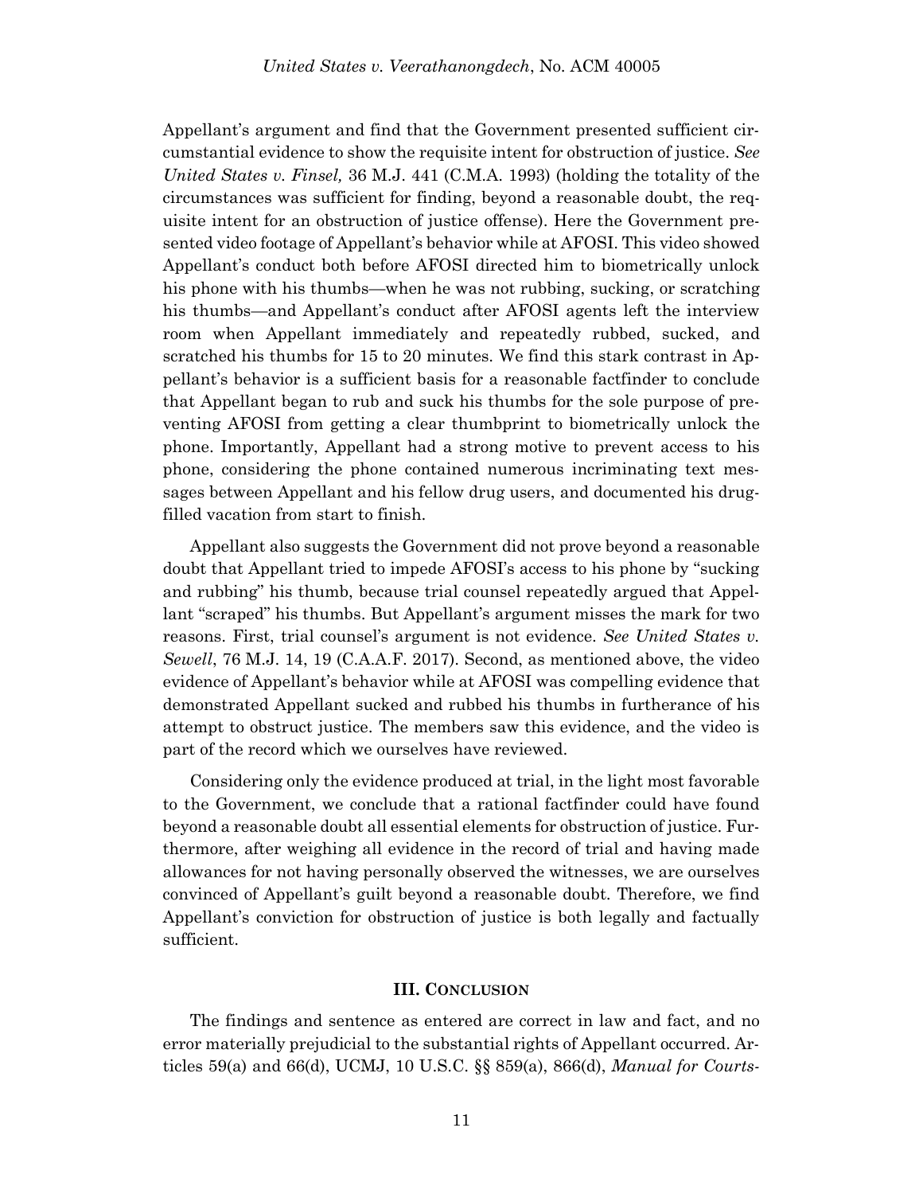Appellant's argument and find that the Government presented sufficient circumstantial evidence to show the requisite intent for obstruction of justice. *See United States v. Finsel,* 36 M.J. 441 (C.M.A. 1993) (holding the totality of the circumstances was sufficient for finding, beyond a reasonable doubt, the requisite intent for an obstruction of justice offense). Here the Government presented video footage of Appellant's behavior while at AFOSI. This video showed Appellant's conduct both before AFOSI directed him to biometrically unlock his phone with his thumbs—when he was not rubbing, sucking, or scratching his thumbs—and Appellant's conduct after AFOSI agents left the interview room when Appellant immediately and repeatedly rubbed, sucked, and scratched his thumbs for 15 to 20 minutes. We find this stark contrast in Appellant's behavior is a sufficient basis for a reasonable factfinder to conclude that Appellant began to rub and suck his thumbs for the sole purpose of preventing AFOSI from getting a clear thumbprint to biometrically unlock the phone. Importantly, Appellant had a strong motive to prevent access to his phone, considering the phone contained numerous incriminating text messages between Appellant and his fellow drug users, and documented his drug-filled vacation from start to finish.

Appellant also suggests the Government did not prove beyond a reasonable doubt that Appellant tried to impede AFOSI's access to his phone by "sucking and rubbing" his thumb, because trial counsel repeatedly argued that Appellant "scraped" his thumbs. But Appellant's argument misses the mark for two reasons. First, trial counsel's argument is not evidence. *See United States v. Sewell*, 76 M.J. 14, 19 (C.A.A.F. 2017). Second, as mentioned above, the video evidence of Appellant's behavior while at AFOSI was compelling evidence that demonstrated Appellant sucked and rubbed his thumbs in furtherance of his attempt to obstruct justice. The members saw this evidence, and the video is part of the record which we ourselves have reviewed.

Considering only the evidence produced at trial, in the light most favorable to the Government, we conclude that a rational factfinder could have found beyond a reasonable doubt all essential elements for obstruction of justice. Furthermore, after weighing all evidence in the record of trial and having made allowances for not having personally observed the witnesses, we are ourselves convinced of Appellant's guilt beyond a reasonable doubt. Therefore, we find Appellant's conviction for obstruction of justice is both legally and factually sufficient.

## III. CONCLUSION

The findings and sentence as entered are correct in law and fact, and no error materially prejudicial to the substantial rights of Appellant occurred. Articles 59(a) and 66(d), UCMJ, 10 U.S.C. §§ 859(a), 866(d), *Manual for Courts-*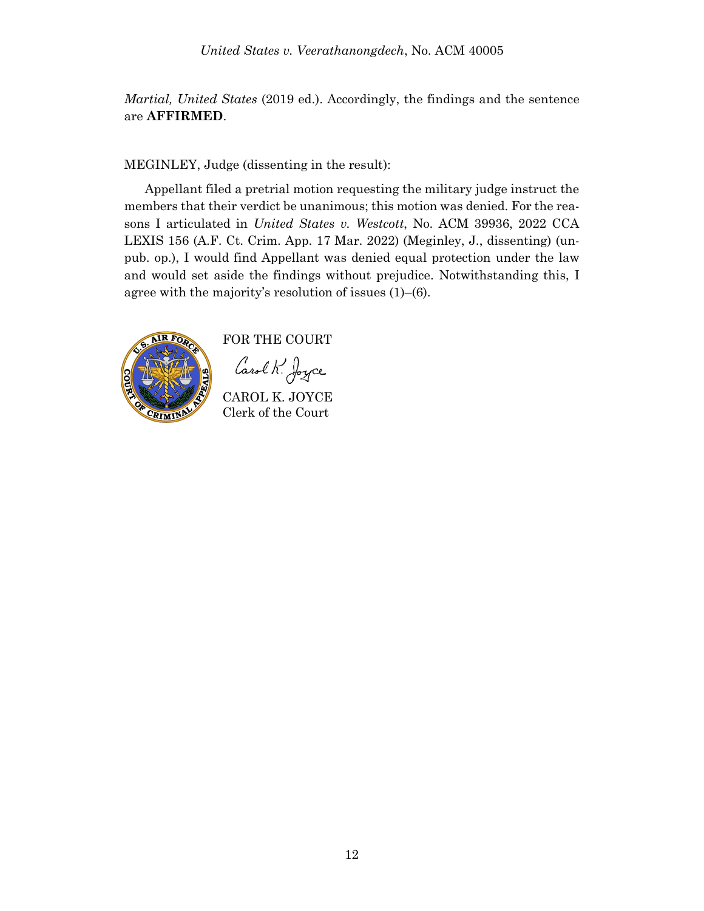*Martial, United States* (2019 ed.). Accordingly, the findings and the sentence are **AFFIRMED**.

MEGINLEY, Judge (dissenting in the result):

Appellant filed a pretrial motion requesting the military judge instruct the members that their verdict be unanimous; this motion was denied. For the reasons I articulated in *United States v. Westcott*, No. ACM 39936, 2022 CCA LEXIS 156 (A.F. Ct. Crim. App. 17 Mar. 2022) (Meginley, J., dissenting) (unpub. op.), I would find Appellant was denied equal protection under the law and would set aside the findings without prejudice. Notwithstanding this, I agree with the majority's resolution of issues (1)–(6).

FOR THE COURT

CAROL K. JOYCE
Clerk of the Court